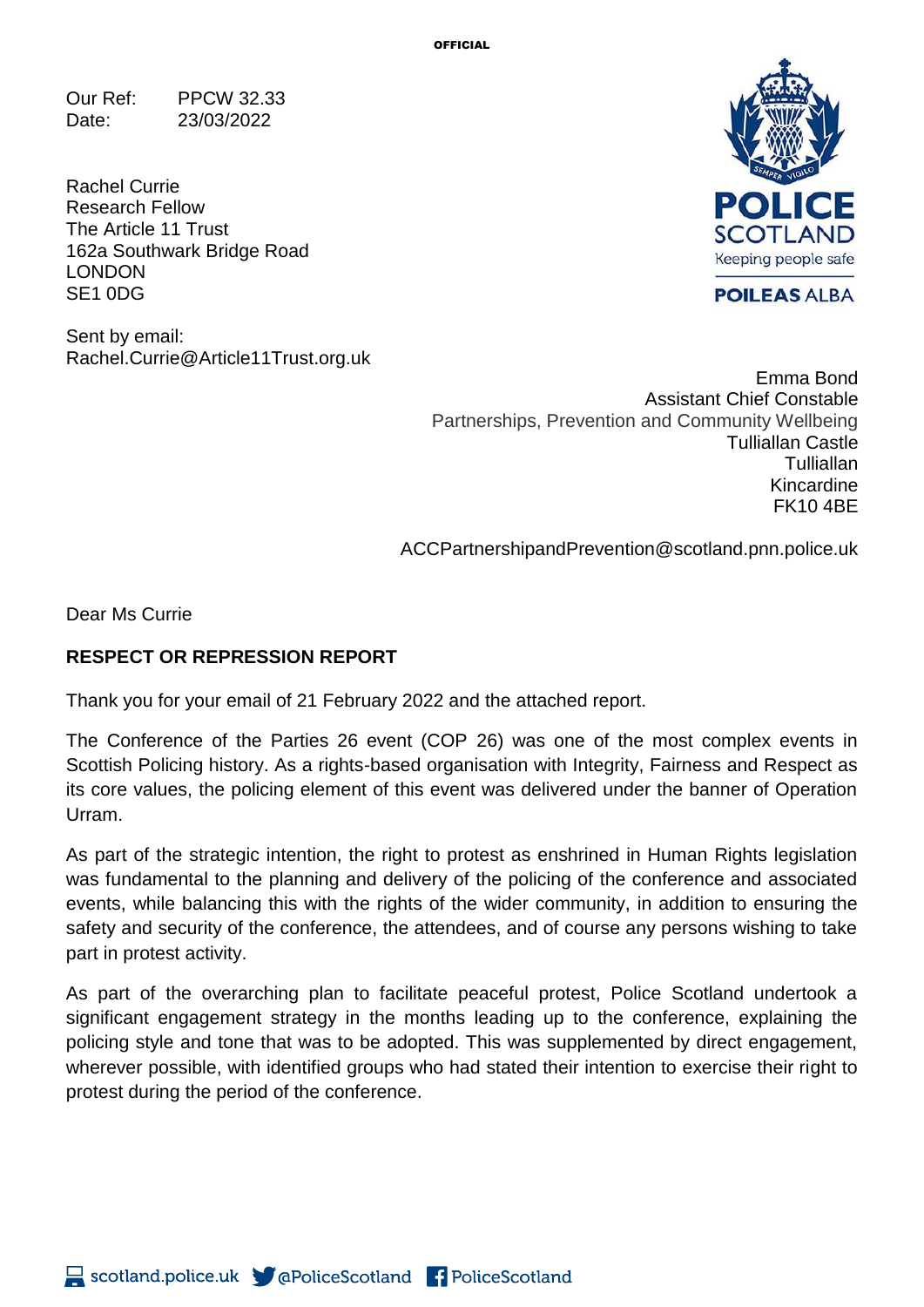OFFICIAL

Our Ref: PPCW 32.33
Date: 23/03/2022

Rachel Currie
Research Fellow
The Article 11 Trust
162a Southwark Bridge Road
LONDON
SE1 0DG

Sent by email:
Rachel.Currie@Article11Trust.org.uk

POLICE SCOTLAND
Keeping people safe
POILEAS ALBA

Emma Bond
Assistant Chief Constable
Partnerships, Prevention and Community Wellbeing
Tulliallan Castle
Tulliallan
Kincardine
FK10 4BE

ACCPartnershipandPrevention@scotland.pnn.police.uk

Dear Ms Currie

**RESPECT OR REPRESSION REPORT**

Thank you for your email of 21 February 2022 and the attached report.

The Conference of the Parties 26 event (COP 26) was one of the most complex events in Scottish Policing history. As a rights-based organisation with Integrity, Fairness and Respect as its core values, the policing element of this event was delivered under the banner of Operation Urram.

As part of the strategic intention, the right to protest as enshrined in Human Rights legislation was fundamental to the planning and delivery of the policing of the conference and associated events, while balancing this with the rights of the wider community, in addition to ensuring the safety and security of the conference, the attendees, and of course any persons wishing to take part in protest activity.

As part of the overarching plan to facilitate peaceful protest, Police Scotland undertook a significant engagement strategy in the months leading up to the conference, explaining the policing style and tone that was to be adopted. This was supplemented by direct engagement, wherever possible, with identified groups who had stated their intention to exercise their right to protest during the period of the conference.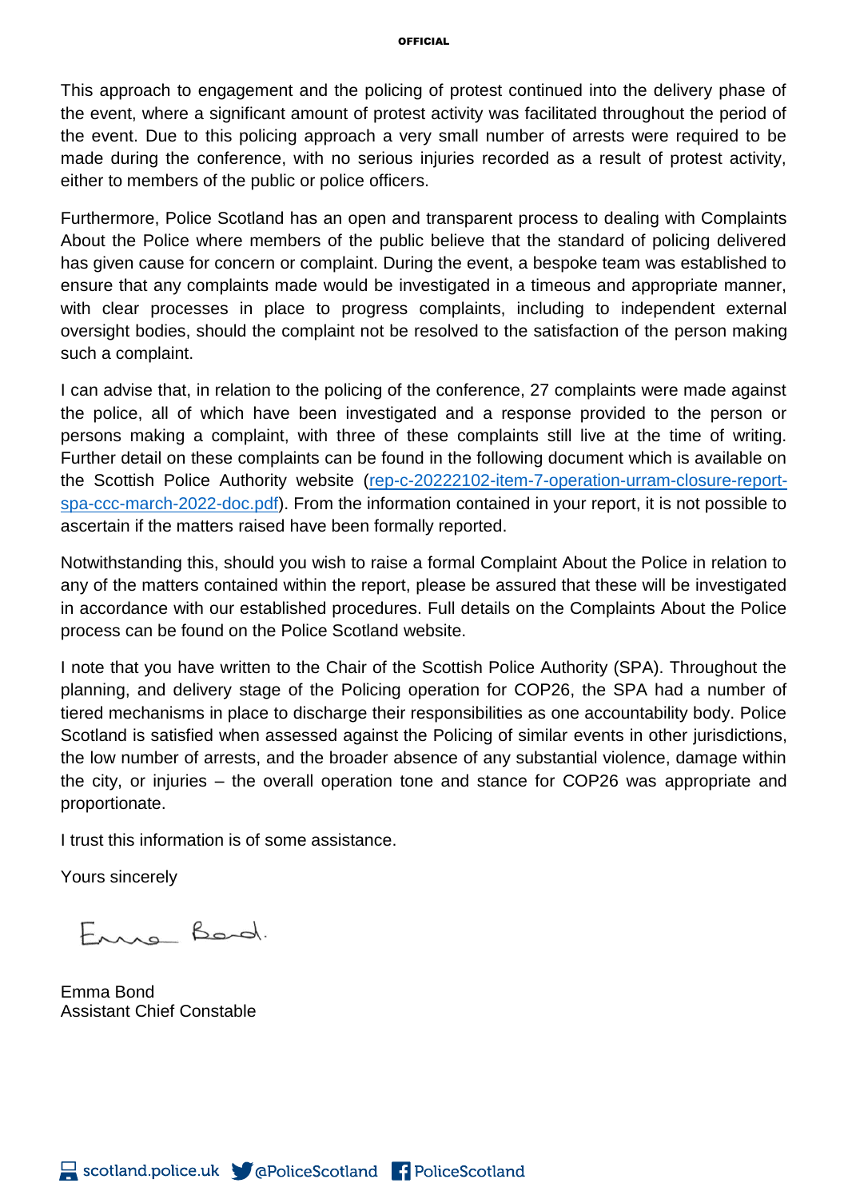This approach to engagement and the policing of protest continued into the delivery phase of the event, where a significant amount of protest activity was facilitated throughout the period of the event. Due to this policing approach a very small number of arrests were required to be made during the conference, with no serious injuries recorded as a result of protest activity, either to members of the public or police officers.

Furthermore, Police Scotland has an open and transparent process to dealing with Complaints About the Police where members of the public believe that the standard of policing delivered has given cause for concern or complaint. During the event, a bespoke team was established to ensure that any complaints made would be investigated in a timeous and appropriate manner, with clear processes in place to progress complaints, including to independent external oversight bodies, should the complaint not be resolved to the satisfaction of the person making such a complaint.

I can advise that, in relation to the policing of the conference, 27 complaints were made against the police, all of which have been investigated and a response provided to the person or persons making a complaint, with three of these complaints still live at the time of writing. Further detail on these complaints can be found in the following document which is available on the Scottish Police Authority website (rep-c-20222102-item-7-operation-urram-closure-report-spa-ccc-march-2022-doc.pdf). From the information contained in your report, it is not possible to ascertain if the matters raised have been formally reported.

Notwithstanding this, should you wish to raise a formal Complaint About the Police in relation to any of the matters contained within the report, please be assured that these will be investigated in accordance with our established procedures. Full details on the Complaints About the Police process can be found on the Police Scotland website.

I note that you have written to the Chair of the Scottish Police Authority (SPA). Throughout the planning, and delivery stage of the Policing operation for COP26, the SPA had a number of tiered mechanisms in place to discharge their responsibilities as one accountability body. Police Scotland is satisfied when assessed against the Policing of similar events in other jurisdictions, the low number of arrests, and the broader absence of any substantial violence, damage within the city, or injuries – the overall operation tone and stance for COP26 was appropriate and proportionate.

I trust this information is of some assistance.

Yours sincerely

Emma Bond

Emma Bond
Assistant Chief Constable